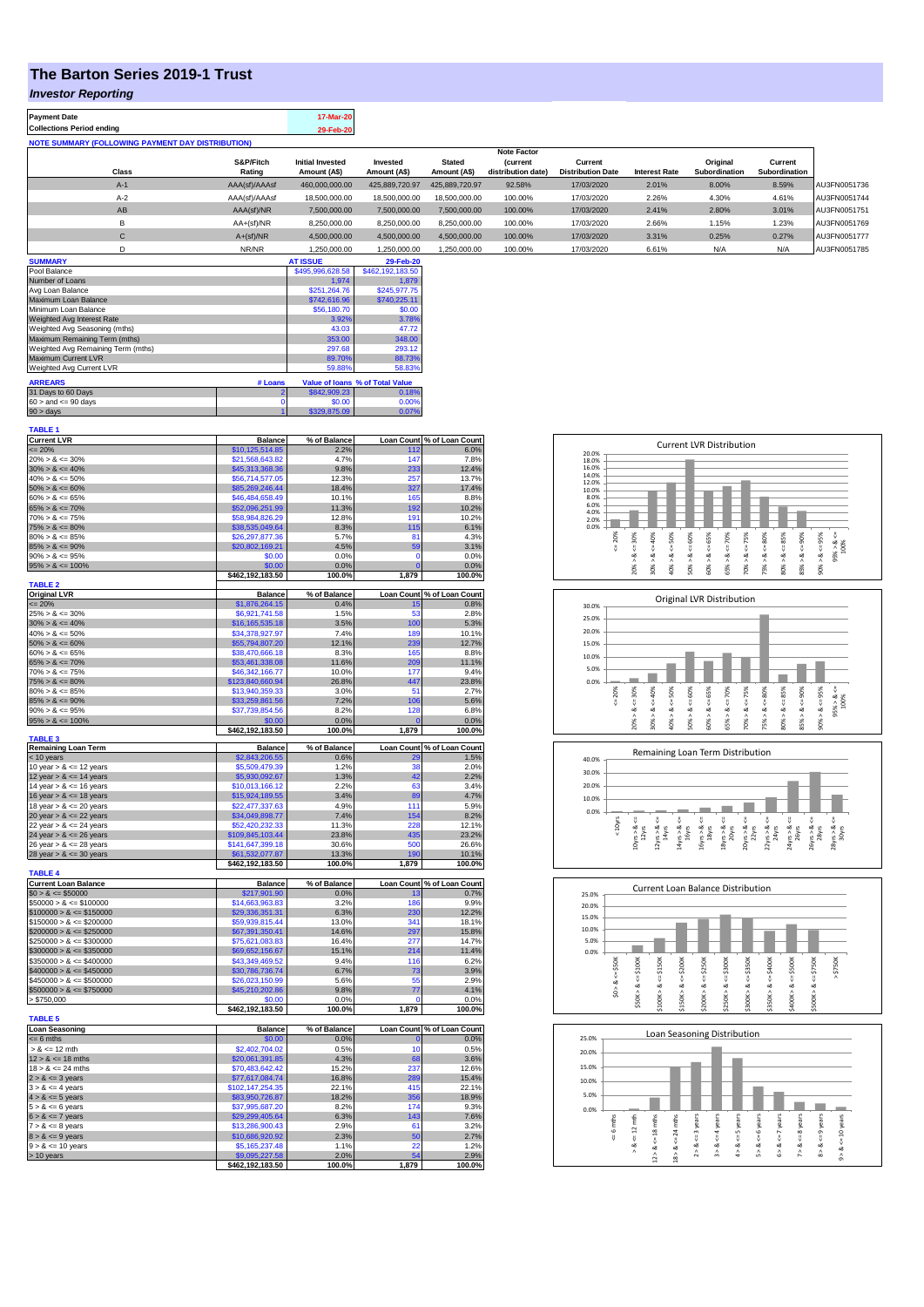# The Barton Series 2019-1 Trust

## *Investor Reporting*

| Payment Date | 17-Mar-20 |
|---|---|
| Collections Period ending | 29-Feb-20 |

**NOTE SUMMARY (FOLLOWING PAYMENT DAY DISTRIBUTION)**

| Class | S&P/Fitch Rating | Initial Invested Amount (A$) | Invested Amount (A$) | Stated Amount (A$) | Note Factor (current distribution date) | Current Distribution Date | Interest Rate | Original Subordination | Current Subordination | |
|---|---|---|---|---|---|---|---|---|---|---|
| A-1 | AAA(sf)/AAAsf | 460,000,000.00 | 425,889,720.97 | 425,889,720.97 | 92.58% | 17/03/2020 | 2.01% | 8.00% | 8.59% | AU3FN0051736 |
| A-2 | AAA(sf)/AAAsf | 18,500,000.00 | 18,500,000.00 | 18,500,000.00 | 100.00% | 17/03/2020 | 2.26% | 4.30% | 4.61% | AU3FN0051744 |
| AB | AAA(sf)/NR | 7,500,000.00 | 7,500,000.00 | 7,500,000.00 | 100.00% | 17/03/2020 | 2.41% | 2.80% | 3.01% | AU3FN0051751 |
| B | AA+(sf)/NR | 8,250,000.00 | 8,250,000.00 | 8,250,000.00 | 100.00% | 17/03/2020 | 2.66% | 1.15% | 1.23% | AU3FN0051769 |
| C | A+(sf)/NR | 4,500,000.00 | 4,500,000.00 | 4,500,000.00 | 100.00% | 17/03/2020 | 3.31% | 0.25% | 0.27% | AU3FN0051777 |
| D | NR/NR | 1,250,000.00 | 1,250,000.00 | 1,250,000.00 | 100.00% | 17/03/2020 | 6.61% | N/A | N/A | AU3FN0051785 |

| SUMMARY | AT ISSUE | 29-Feb-20 |
|---|---|---|
| Pool Balance | $495,996,628.58 | $462,192,183.50 |
| Number of Loans | 1,974 | 1,879 |
| Avg Loan Balance | $251,264.76 | $245,977.75 |
| Maximum Loan Balance | $742,616.96 | $740,225.11 |
| Minimum Loan Balance | $56,180.70 | $0.00 |
| Weighted Avg Interest Rate | 3.92% | 3.78% |
| Weighted Avg Seasoning (mths) | 43.03 | 47.72 |
| Maximum Remaining Term (mths) | 353.00 | 348.00 |
| Weighted Avg Remaining Term (mths) | 297.68 | 293.12 |
| Maximum Current LVR | 89.70% | 88.73% |
| Weighted Avg Current LVR | 59.88% | 58.83% |

| ARREARS | # Loans | Value of loans | % of Total Value |
|---|---|---|---|
| 31 Days to 60 Days | 2 | $842,909.23 | 0.18% |
| 60 > and <= 90 days | 0 | $0.00 | 0.00% |
| 90 > days | 1 | $329,875.09 | 0.07% |

**TABLE 1**

| Current LVR | Balance | % of Balance | Loan Count | % of Loan Count |
|---|---|---|---|---|
| <= 20% | $10,125,514.85 | 2.2% | 112 | 6.0% |
| 20% > & <= 30% | $21,568,643.82 | 4.7% | 147 | 7.8% |
| 30% > & <= 40% | $45,313,368.36 | 9.8% | 233 | 12.4% |
| 40% > & <= 50% | $56,714,577.05 | 12.3% | 257 | 13.7% |
| 50% > & <= 60% | $85,269,246.44 | 18.4% | 327 | 17.4% |
| 60% > & <= 65% | $46,484,658.49 | 10.1% | 165 | 8.8% |
| 65% > & <= 70% | $52,096,251.99 | 11.3% | 192 | 10.2% |
| 70% > & <= 75% | $58,984,826.29 | 12.8% | 191 | 10.2% |
| 75% > & <= 80% | $38,535,049.64 | 8.3% | 115 | 6.1% |
| 80% > & <= 85% | $26,297,877.36 | 5.7% | 81 | 4.3% |
| 85% > & <= 90% | $20,802,169.21 | 4.5% | 59 | 3.1% |
| 90% > & <= 95% | $0.00 | 0.0% | 0 | 0.0% |
| 95% > & <= 100% | $0.00 | 0.0% | 0 | 0.0% |
| | $462,192,183.50 | 100.0% | 1,879 | 100.0% |

**TABLE 2**

| Original LVR | Balance | % of Balance | Loan Count | % of Loan Count |
|---|---|---|---|---|
| <= 20% | $1,876,264.15 | 0.4% | 15 | 0.8% |
| 25% > & <= 30% | $6,921,741.58 | 1.5% | 53 | 2.8% |
| 30% > & <= 40% | $16,165,535.18 | 3.5% | 100 | 5.3% |
| 40% > & <= 50% | $34,378,927.97 | 7.4% | 189 | 10.1% |
| 50% > & <= 60% | $55,794,807.20 | 12.1% | 239 | 12.7% |
| 60% > & <= 65% | $38,470,666.18 | 8.3% | 165 | 8.8% |
| 65% > & <= 70% | $53,461,338.08 | 11.6% | 209 | 11.1% |
| 70% > & <= 75% | $46,342,166.77 | 10.0% | 177 | 9.4% |
| 75% > & <= 80% | $123,840,660.94 | 26.8% | 447 | 23.8% |
| 80% > & <= 85% | $13,940,359.33 | 3.0% | 51 | 2.7% |
| 85% > & <= 90% | $33,259,861.56 | 7.2% | 106 | 5.6% |
| 90% > & <= 95% | $37,739,854.56 | 8.2% | 128 | 6.8% |
| 95% > & <= 100% | $0.00 | 0.0% | 0 | 0.0% |
| | $462,192,183.50 | 100.0% | 1,879 | 100.0% |

**TABLE 3**

| Remaining Loan Term | Balance | % of Balance | Loan Count | % of Loan Count |
|---|---|---|---|---|
| < 10 years | $2,843,206.55 | 0.6% | 29 | 1.5% |
| 10 year > & <= 12 years | $5,509,479.39 | 1.2% | 38 | 2.0% |
| 12 year > & <= 14 years | $5,930,092.67 | 1.3% | 42 | 2.2% |
| 14 year > & <= 16 years | $10,013,166.12 | 2.2% | 63 | 3.4% |
| 16 year > & <= 18 years | $15,924,189.55 | 3.4% | 89 | 4.7% |
| 18 year > & <= 20 years | $22,477,337.63 | 4.9% | 111 | 5.9% |
| 20 year > & <= 22 years | $34,049,898.77 | 7.4% | 154 | 8.2% |
| 22 year > & <= 24 years | $52,420,232.33 | 11.3% | 228 | 12.1% |
| 24 year > & <= 26 years | $109,845,103.44 | 23.8% | 435 | 23.2% |
| 26 year > & <= 28 years | $141,647,399.18 | 30.6% | 500 | 26.6% |
| 28 year > & <= 30 years | $61,532,077.87 | 13.3% | 190 | 10.1% |
| | $462,192,183.50 | 100.0% | 1,879 | 100.0% |

**TABLE 4**

| Current Loan Balance | Balance | % of Balance | Loan Count | % of Loan Count |
|---|---|---|---|---|
| $0 > & <= $50000 | $217,901.90 | 0.0% | 13 | 0.7% |
| $50000 > & <= $100000 | $14,663,963.83 | 3.2% | 186 | 9.9% |
| $100000 > & <= $150000 | $29,336,351.31 | 6.3% | 230 | 12.2% |
| $150000 > & <= $200000 | $59,939,815.44 | 13.0% | 341 | 18.1% |
| $200000 > & <= $250000 | $67,391,350.41 | 14.6% | 297 | 15.8% |
| $250000 > & <= $300000 | $75,621,083.83 | 16.4% | 277 | 14.7% |
| $300000 > & <= $350000 | $69,652,156.67 | 15.1% | 214 | 11.4% |
| $350000 > & <= $400000 | $43,349,469.52 | 9.4% | 116 | 6.2% |
| $400000 > & <= $450000 | $30,786,736.74 | 6.7% | 73 | 3.9% |
| $450000 > & <= $500000 | $26,023,150.99 | 5.6% | 55 | 2.9% |
| $500000 > & <= $750000 | $45,210,202.86 | 9.8% | 77 | 4.1% |
| > $750,000 | $0.00 | 0.0% | 0 | 0.0% |
| | $462,192,183.50 | 100.0% | 1,879 | 100.0% |

**TABLE 5**

| Loan Seasoning | Balance | % of Balance | Loan Count | % of Loan Count |
|---|---|---|---|---|
| <= 6 mths | $0.00 | 0.0% | 0 | 0.0% |
| > & <= 12 mth | $2,402,704.02 | 0.5% | 10 | 0.5% |
| 12 > & <= 18 mths | $20,061,391.85 | 4.3% | 68 | 3.6% |
| 18 > & <= 24 mths | $70,483,642.42 | 15.2% | 237 | 12.6% |
| 2 > & <= 3 years | $77,617,084.74 | 16.8% | 289 | 15.4% |
| 3 > & <= 4 years | $102,147,254.35 | 22.1% | 415 | 22.1% |
| 4 > & <= 5 years | $83,950,726.87 | 18.2% | 356 | 18.9% |
| 5 > & <= 6 years | $37,995,687.20 | 8.2% | 174 | 9.3% |
| 6 > & <= 7 years | $29,299,405.64 | 6.3% | 143 | 7.6% |
| 7 > & <= 8 years | $13,286,900.43 | 2.9% | 61 | 3.2% |
| 8 > & <= 9 years | $10,686,920.92 | 2.3% | 50 | 2.7% |
| 9 > & <= 10 years | $5,165,237.48 | 1.1% | 22 | 1.2% |
| > 10 years | $9,095,227.58 | 2.0% | 54 | 2.9% |
| | $462,192,183.50 | 100.0% | 1,879 | 100.0% |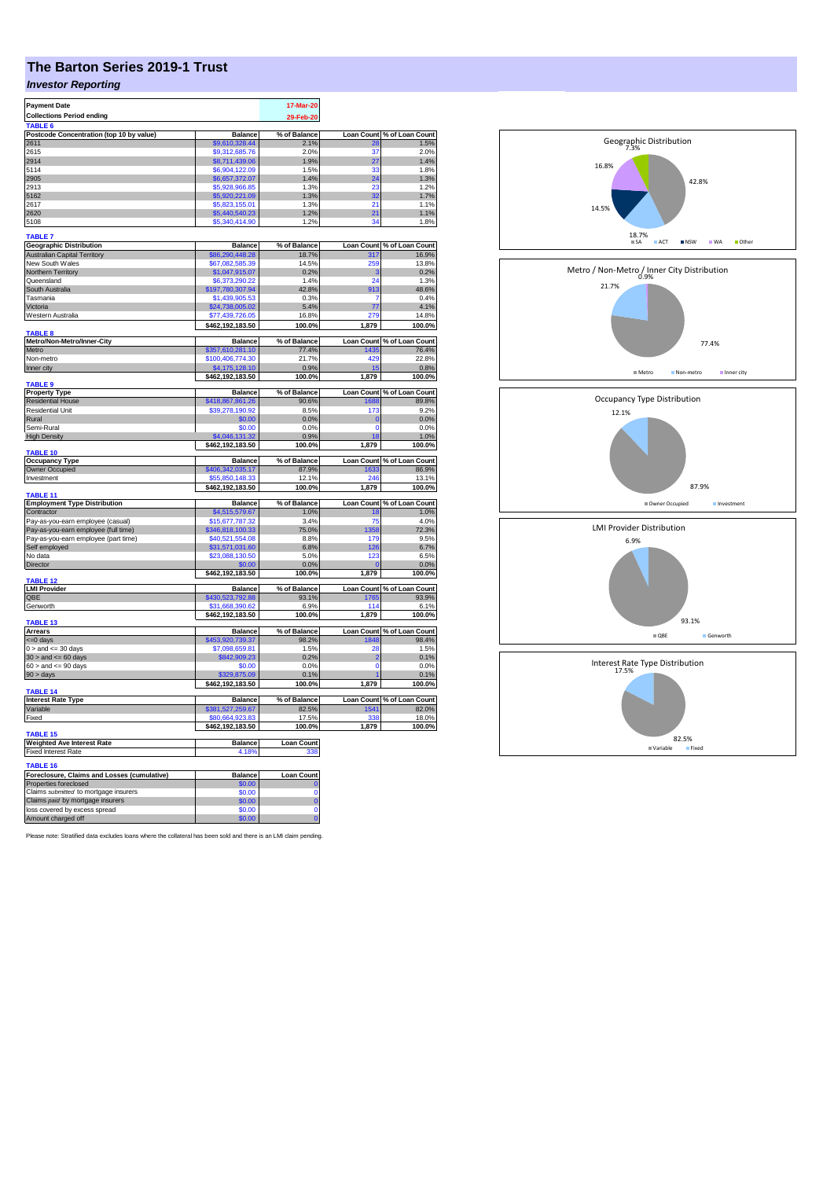# The Barton Series 2019-1 Trust

## *Investor Reporting*

| Payment Date | 17-Mar-20 |
|---|---|
| Collections Period ending | 29-Feb-20 |

**TABLE 6**

| Postcode Concentration (top 10 by value) | Balance | % of Balance | Loan Count | % of Loan Count |
|---|---|---|---|---|
| 2611 | $9,610,328.44 | 2.1% | 28 | 1.5% |
| 2615 | $9,312,685.76 | 2.0% | 37 | 2.0% |
| 2914 | $8,711,439.06 | 1.9% | 27 | 1.4% |
| 5114 | $6,904,122.09 | 1.5% | 33 | 1.8% |
| 2905 | $6,657,372.07 | 1.4% | 24 | 1.3% |
| 2913 | $5,928,966.85 | 1.3% | 23 | 1.2% |
| 5162 | $5,920,221.09 | 1.3% | 32 | 1.7% |
| 2617 | $5,823,155.01 | 1.3% | 21 | 1.1% |
| 2620 | $5,440,540.23 | 1.2% | 21 | 1.1% |
| 5108 | $5,340,414.90 | 1.2% | 34 | 1.8% |

**TABLE 7**

| Geographic Distribution | Balance | % of Balance | Loan Count | % of Loan Count |
|---|---|---|---|---|
| Australian Capital Territory | $86,290,448.28 | 18.7% | 317 | 16.9% |
| New South Wales | $67,082,585.39 | 14.5% | 259 | 13.8% |
| Northern Territory | $1,047,915.07 | 0.2% | 3 | 0.2% |
| Queensland | $6,373,290.22 | 1.4% | 24 | 1.3% |
| South Australia | $197,780,307.94 | 42.8% | 913 | 48.6% |
| Tasmania | $1,439,905.53 | 0.3% | 7 | 0.4% |
| Victoria | $24,738,005.02 | 5.4% | 77 | 4.1% |
| Western Australia | $77,439,726.05 | 16.8% | 279 | 14.8% |
| | $462,192,183.50 | 100.0% | 1,879 | 100.0% |

**TABLE 8**

| Metro/Non-Metro/Inner-City | Balance | % of Balance | Loan Count | % of Loan Count |
|---|---|---|---|---|
| Metro | $357,610,281.10 | 77.4% | 1435 | 76.4% |
| Non-metro | $100,406,774.30 | 21.7% | 429 | 22.8% |
| Inner city | $4,175,128.10 | 0.9% | 15 | 0.8% |
| | $462,192,183.50 | 100.0% | 1,879 | 100.0% |

**TABLE 9**

| Property Type | Balance | % of Balance | Loan Count | % of Loan Count |
|---|---|---|---|---|
| Residential House | $418,867,861.26 | 90.6% | 1688 | 89.8% |
| Residential Unit | $39,278,190.92 | 8.5% | 173 | 9.2% |
| Rural | $0.00 | 0.0% | 0 | 0.0% |
| Semi-Rural | $0.00 | 0.0% | 0 | 0.0% |
| High Density | $4,046,131.32 | 0.9% | 18 | 1.0% |
| | $462,192,183.50 | 100.0% | 1,879 | 100.0% |

**TABLE 10**

| Occupancy Type | Balance | % of Balance | Loan Count | % of Loan Count |
|---|---|---|---|---|
| Owner Occupied | $406,342,035.17 | 87.9% | 1633 | 86.9% |
| Investment | $55,850,148.33 | 12.1% | 246 | 13.1% |
| | $462,192,183.50 | 100.0% | 1,879 | 100.0% |

**TABLE 11**

| Employment Type Distribution | Balance | % of Balance | Loan Count | % of Loan Count |
|---|---|---|---|---|
| Contractor | $4,515,579.67 | 1.0% | 18 | 1.0% |
| Pay-as-you-earn employee (casual) | $15,677,787.32 | 3.4% | 75 | 4.0% |
| Pay-as-you-earn employee (full time) | $346,818,100.33 | 75.0% | 1358 | 72.3% |
| Pay-as-you-earn employee (part time) | $40,521,554.08 | 8.8% | 179 | 9.5% |
| Self employed | $31,571,031.60 | 6.8% | 126 | 6.7% |
| No data | $23,088,130.50 | 5.0% | 123 | 6.5% |
| Director | $0.00 | 0.0% | 0 | 0.0% |
| | $462,192,183.50 | 100.0% | 1,879 | 100.0% |

**TABLE 12**

| LMI Provider | Balance | % of Balance | Loan Count | % of Loan Count |
|---|---|---|---|---|
| QBE | $430,523,792.88 | 93.1% | 1765 | 93.9% |
| Genworth | $31,668,390.62 | 6.9% | 114 | 6.1% |
| | $462,192,183.50 | 100.0% | 1,879 | 100.0% |

**TABLE 13**

| Arrears | Balance | % of Balance | Loan Count | % of Loan Count |
|---|---|---|---|---|
| <=0 days | $453,920,739.37 | 98.2% | 1848 | 98.4% |
| 0 > and <= 30 days | $7,098,659.81 | 1.5% | 28 | 1.5% |
| 30 > and <= 60 days | $842,909.23 | 0.2% | 2 | 0.1% |
| 60 > and <= 90 days | $0.00 | 0.0% | 0 | 0.0% |
| 90 > days | $329,875.09 | 0.1% | 1 | 0.1% |
| | $462,192,183.50 | 100.0% | 1,879 | 100.0% |

**TABLE 14**

| Interest Rate Type | Balance | % of Balance | Loan Count | % of Loan Count |
|---|---|---|---|---|
| Variable | $381,527,259.67 | 82.5% | 1541 | 82.0% |
| Fixed | $80,664,923.83 | 17.5% | 338 | 18.0% |
| | $462,192,183.50 | 100.0% | 1,879 | 100.0% |

**TABLE 15**

| Weighted Ave Interest Rate | Balance | Loan Count |
|---|---|---|
| Fixed Interest Rate | 4.18% | 338 |

**TABLE 16**

| Foreclosure, Claims and Losses (cumulative) | Balance | Loan Count |
|---|---|---|
| Properties foreclosed | $0.00 | 0 |
| Claims *submitted* to mortgage insurers | $0.00 | 0 |
| Claims *paid* by mortgage insurers | $0.00 | 0 |
| loss covered by excess spread | $0.00 | 0 |
| Amount charged off | $0.00 | 0 |

Please note: Stratified data excludes loans where the collateral has been sold and there is an LMI claim pending.

**Geographic Distribution**: SA 42.8%, ACT 18.7%, NSW 14.5%, WA 16.8%, Other 7.3%

**Metro / Non-Metro / Inner City Distribution**: Metro 77.4%, Non-metro 21.7%, Inner city 0.9%

**Occupancy Type Distribution**: Owner Occupied 87.9%, Investment 12.1%

**LMI Provider Distribution**: QBE 93.1%, Genworth 6.9%

**Interest Rate Type Distribution**: Variable 82.5%, Fixed 17.5%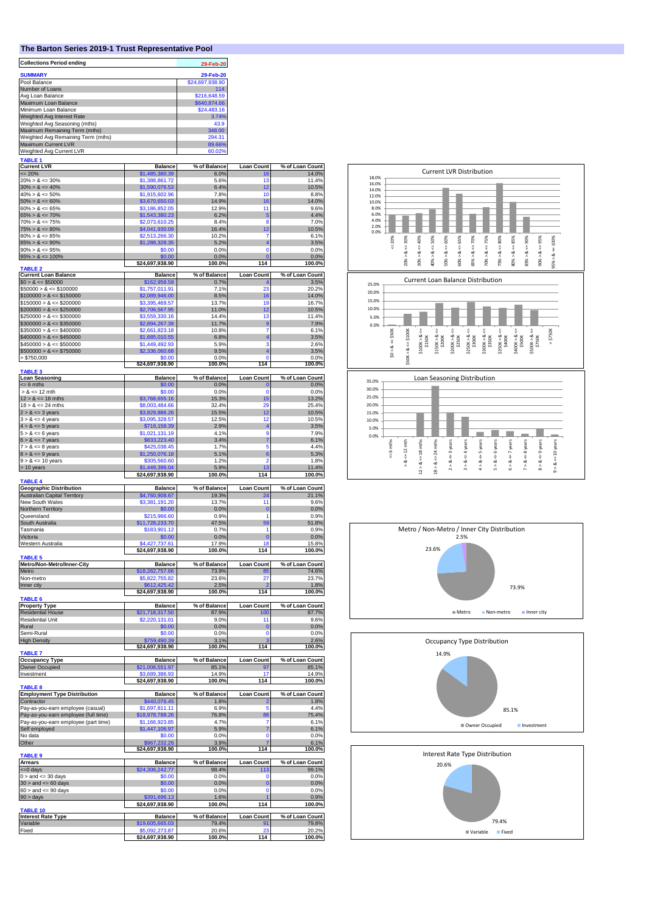# The Barton Series 2019-1 Trust Representative Pool

| Collections Period ending | 29-Feb-20 |
|---|---|

| SUMMARY | 29-Feb-20 |
|---|---|
| Pool Balance | $24,697,938.90 |
| Number of Loans | 114 |
| Avg Loan Balance | $216,648.59 |
| Maximum Loan Balance | $640,874.66 |
| Minimum Loan Balance | $24,483.16 |
| Weighted Avg Interest Rate | 3.74% |
| Weighted Avg Seasoning (mths) | 43.9 |
| Maximum Remaining Term (mths) | 348.00 |
| Weighted Avg Remaining Term (mths) | 294.31 |
| Maximum Current LVR | 89.66% |
| Weighted Avg Current LVR | 60.02% |

TABLE 1

| Current LVR | Balance | % of Balance | Loan Count | % of Loan Count |
|---|---|---|---|---|
| <= 20% | $1,485,380.39 | 6.0% | 16 | 14.0% |
| 20% > & <= 30% | $1,388,861.72 | 5.6% | 13 | 11.4% |
| 30% > & <= 40% | $1,590,076.53 | 6.4% | 12 | 10.5% |
| 40% > & <= 50% | $1,915,602.96 | 7.8% | 10 | 8.8% |
| 50% > & <= 60% | $3,670,650.03 | 14.9% | 16 | 14.0% |
| 60% > & <= 65% | $3,186,852.05 | 12.9% | 11 | 9.6% |
| 65% > & <= 70% | $1,543,380.23 | 6.2% | 5 | 4.4% |
| 70% > & <= 75% | $2,073,610.25 | 8.4% | 8 | 7.0% |
| 75% > & <= 80% | $4,041,930.09 | 16.4% | 12 | 10.5% |
| 80% > & <= 85% | $2,513,266.30 | 10.2% | 7 | 6.1% |
| 85% > & <= 90% | $1,288,328.35 | 5.2% | 4 | 3.5% |
| 90% > & <= 95% | $0.00 | 0.0% | 0 | 0.0% |
| 95% > & <= 100% | $0.00 | 0.0% | 0 | 0.0% |
| | $24,697,938.90 | 100.0% | 114 | 100.0% |

TABLE 2

| Current Loan Balance | Balance | % of Balance | Loan Count | % of Loan Count |
|---|---|---|---|---|
| $0 > & <= $50000 | $162,958.58 | 0.7% | 4 | 3.5% |
| $50000 > & <= $100000 | $1,757,011.91 | 7.1% | 23 | 20.2% |
| $100000 > & <= $150000 | $2,089,946.00 | 8.5% | 16 | 14.0% |
| $150000 > & <= $200000 | $3,395,469.57 | 13.7% | 19 | 16.7% |
| $200000 > & <= $250000 | $2,706,567.95 | 11.0% | 12 | 10.5% |
| $250000 > & <= $300000 | $3,559,330.16 | 14.4% | 13 | 11.4% |
| $300000 > & <= $350000 | $2,894,267.39 | 11.7% | 9 | 7.9% |
| $350000 > & <= $400000 | $2,661,823.18 | 10.8% | 7 | 6.1% |
| $400000 > & <= $450000 | $1,685,010.55 | 6.8% | 4 | 3.5% |
| $450000 > & <= $500000 | $1,449,492.93 | 5.9% | 3 | 2.6% |
| $500000 > & <= $750000 | $2,336,060.68 | 9.5% | 4 | 3.5% |
| > $750,000 | $0.00 | 0.0% | 0 | 0.0% |
| | $24,697,938.90 | 100.0% | 114 | 100.0% |

TABLE 3

| Loan Seasoning | Balance | % of Balance | Loan Count | % of Loan Count |
|---|---|---|---|---|
| <= 6 mths | $0.00 | 0.0% | 0 | 0.0% |
| > & <= 12 mth | $0.00 | 0.0% | 0 | 0.0% |
| 12 > & <= 18 mths | $3,768,655.16 | 15.3% | 15 | 13.2% |
| 18 > & <= 24 mths | $8,003,484.66 | 32.4% | 29 | 25.4% |
| 2 > & <= 3 years | $3,829,886.26 | 15.5% | 12 | 10.5% |
| 3 > & <= 4 years | $3,095,328.57 | 12.5% | 12 | 10.5% |
| 4 > & <= 5 years | $716,158.39 | 2.9% | 4 | 3.5% |
| 5 > & <= 6 years | $1,021,131.19 | 4.1% | 9 | 7.9% |
| 6 > & <= 7 years | $833,223.40 | 3.4% | 7 | 6.1% |
| 7 > & <= 8 years | $425,038.45 | 1.7% | 5 | 4.4% |
| 8 > & <= 9 years | $1,250,076.18 | 5.1% | 6 | 5.3% |
| 9 > & <= 10 years | $305,560.60 | 1.2% | 2 | 1.8% |
| > 10 years | $1,449,396.04 | 5.9% | 13 | 11.4% |
| | $24,697,938.90 | 100.0% | 114 | 100.0% |

TABLE 4

| Geographic Distribution | Balance | % of Balance | Loan Count | % of Loan Count |
|---|---|---|---|---|
| Australian Capital Territory | $4,760,908.67 | 19.3% | 24 | 21.1% |
| New South Wales | $3,381,191.20 | 13.7% | 11 | 9.6% |
| Northern Territory | $0.00 | 0.0% | 0 | 0.0% |
| Queensland | $215,966.60 | 0.9% | 1 | 0.9% |
| South Australia | $11,728,233.70 | 47.5% | 59 | 51.8% |
| Tasmania | $183,901.12 | 0.7% | 1 | 0.9% |
| Victoria | $0.00 | 0.0% | 0 | 0.0% |
| Western Australia | $4,427,737.61 | 17.9% | 18 | 15.8% |
| | $24,697,938.90 | 100.0% | 114 | 100.0% |

TABLE 5

| Metro/Non-Metro/Inner-City | Balance | % of Balance | Loan Count | % of Loan Count |
|---|---|---|---|---|
| Metro | $18,262,757.66 | 73.9% | 85 | 74.6% |
| Non-metro | $5,822,755.82 | 23.6% | 27 | 23.7% |
| Inner city | $612,425.42 | 2.5% | 2 | 1.8% |
| | $24,697,938.90 | 100.0% | 114 | 100.0% |

TABLE 6

| Property Type | Balance | % of Balance | Loan Count | % of Loan Count |
|---|---|---|---|---|
| Residential House | $21,718,317.50 | 87.9% | 100 | 87.7% |
| Residential Unit | $2,220,131.01 | 9.0% | 11 | 9.6% |
| Rural | $0.00 | 0.0% | 0 | 0.0% |
| Semi-Rural | $0.00 | 0.0% | 0 | 0.0% |
| High Density | $759,490.39 | 3.1% | 3 | 2.6% |
| | $24,697,938.90 | 100.0% | 114 | 100.0% |

TABLE 7

| Occupancy Type | Balance | % of Balance | Loan Count | % of Loan Count |
|---|---|---|---|---|
| Owner Occupied | $21,008,551.97 | 85.1% | 97 | 85.1% |
| Investment | $3,689,386.93 | 14.9% | 17 | 14.9% |
| | $24,697,938.90 | 100.0% | 114 | 100.0% |

TABLE 8

| Employment Type Distribution | Balance | % of Balance | Loan Count | % of Loan Count |
|---|---|---|---|---|
| Contractor | $440,076.45 | 1.8% | 2 | 1.8% |
| Pay-as-you-earn employee (casual) | $1,697,811.11 | 6.9% | 5 | 4.4% |
| Pay-as-you-earn employee (full time) | $18,978,788.26 | 76.8% | 86 | 75.4% |
| Pay-as-you-earn employee (part time) | $1,166,923.85 | 4.7% | 7 | 6.1% |
| Self employed | $1,447,106.97 | 5.9% | 7 | 6.1% |
| No data | $0.00 | 0.0% | 0 | 0.0% |
| Other | $967,232.26 | 3.9% | 7 | 6.1% |
| | $24,697,938.90 | 100.0% | 114 | 100.0% |

TABLE 9

| Arrears | Balance | % of Balance | Loan Count | % of Loan Count |
|---|---|---|---|---|
| <=0 days | $24,306,242.77 | 98.4% | 113 | 99.1% |
| 0 > and <= 30 days | $0.00 | 0.0% | 0 | 0.0% |
| 30 > and <= 60 days | $0.00 | 0.0% | 0 | 0.0% |
| 60 > and <= 90 days | $0.00 | 0.0% | 0 | 0.0% |
| 90 > days | $391,696.13 | 1.6% | 1 | 0.9% |
| | $24,697,938.90 | 100.0% | 114 | 100.0% |

TABLE 10

| Interest Rate Type | Balance | % of Balance | Loan Count | % of Loan Count |
|---|---|---|---|---|
| Variable | $19,605,665.03 | 79.4% | 91 | 79.8% |
| Fixed | $5,092,273.87 | 20.6% | 23 | 20.2% |
| | $24,697,938.90 | 100.0% | 114 | 100.0% |

Current LVR Distribution

18.0%
16.0%
14.0%
12.0%
10.0%
8.0%
6.0%
4.0%
2.0%
0.0%

<= 20%
20% > & <= 30%
30% > & <= 40%
40% > & <= 50%
50% > & <= 60%
60% > & <= 65%
65% > & <= 70%
70% > & <= 75%
75% > & <= 80%
80% > & <= 85%
85% > & <= 90%
90% > & <= 95%
95% > & <= 100%

Current Loan Balance Distribution

25.0%
20.0%
15.0%
10.0%
5.0%
0.0%

$0 > & <= $50K
$50K > & <= $100K
$100K > & <= $150K
$150K > & <= $200K
$200K > & <= $250K
$250K > & <= $300K
$300K > & <= $350K
$350K > & <= $400K
$400K > & <= $500K
$500K > & <= $750K
> $750K

Loan Seasoning Distribution

35.0%
30.0%
25.0%
20.0%
15.0%
10.0%
5.0%
0.0%

<= 6 mths
> & <= 12 mth
12 > & <= 18 mths
18 > & <= 24 mths
2 > & <= 3 years
3 > & <= 4 years
4 > & <= 5 years
5 > & <= 6 years
6 > & <= 7 years
7 > & <= 8 years
8 > & <= 9 years
9 > & <= 10 years

Metro / Non-Metro / Inner City Distribution

2.5%
23.6%
73.9%

Metro
Non-metro
Inner city

Occupancy Type Distribution

14.9%
85.1%

Owner Occupied
Investment

Interest Rate Type Distribution

20.6%
79.4%

Variable
Fixed